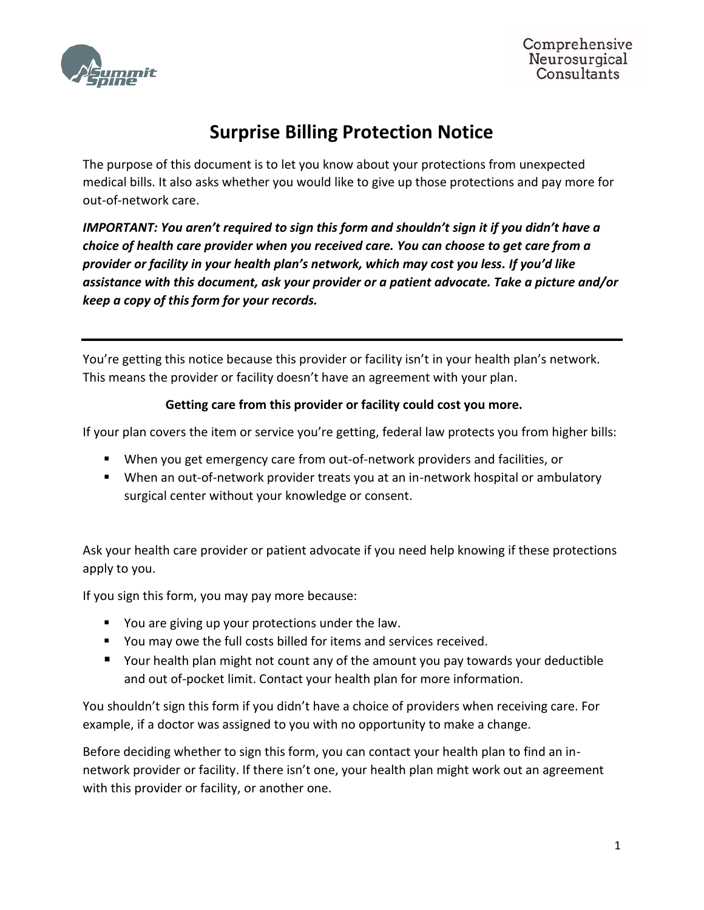Comprehensive Neurosurgical Consultants

# Surprise Billing Protection Notice

The purpose of this document is to let you know about your protections from unexpected medical bills. It also asks whether you would like to give up those protections and pay more for out-of-network care.

***IMPORTANT: You aren't required to sign this form and shouldn't sign it if you didn't have a choice of health care provider when you received care. You can choose to get care from a provider or facility in your health plan's network, which may cost you less. If you'd like assistance with this document, ask your provider or a patient advocate. Take a picture and/or keep a copy of this form for your records.***

---

You're getting this notice because this provider or facility isn't in your health plan's network. This means the provider or facility doesn't have an agreement with your plan.

**Getting care from this provider or facility could cost you more.**

If your plan covers the item or service you're getting, federal law protects you from higher bills:

- When you get emergency care from out-of-network providers and facilities, or
- When an out-of-network provider treats you at an in-network hospital or ambulatory surgical center without your knowledge or consent.

Ask your health care provider or patient advocate if you need help knowing if these protections apply to you.

If you sign this form, you may pay more because:

- You are giving up your protections under the law.
- You may owe the full costs billed for items and services received.
- Your health plan might not count any of the amount you pay towards your deductible and out of-pocket limit. Contact your health plan for more information.

You shouldn't sign this form if you didn't have a choice of providers when receiving care. For example, if a doctor was assigned to you with no opportunity to make a change.

Before deciding whether to sign this form, you can contact your health plan to find an in-network provider or facility. If there isn't one, your health plan might work out an agreement with this provider or facility, or another one.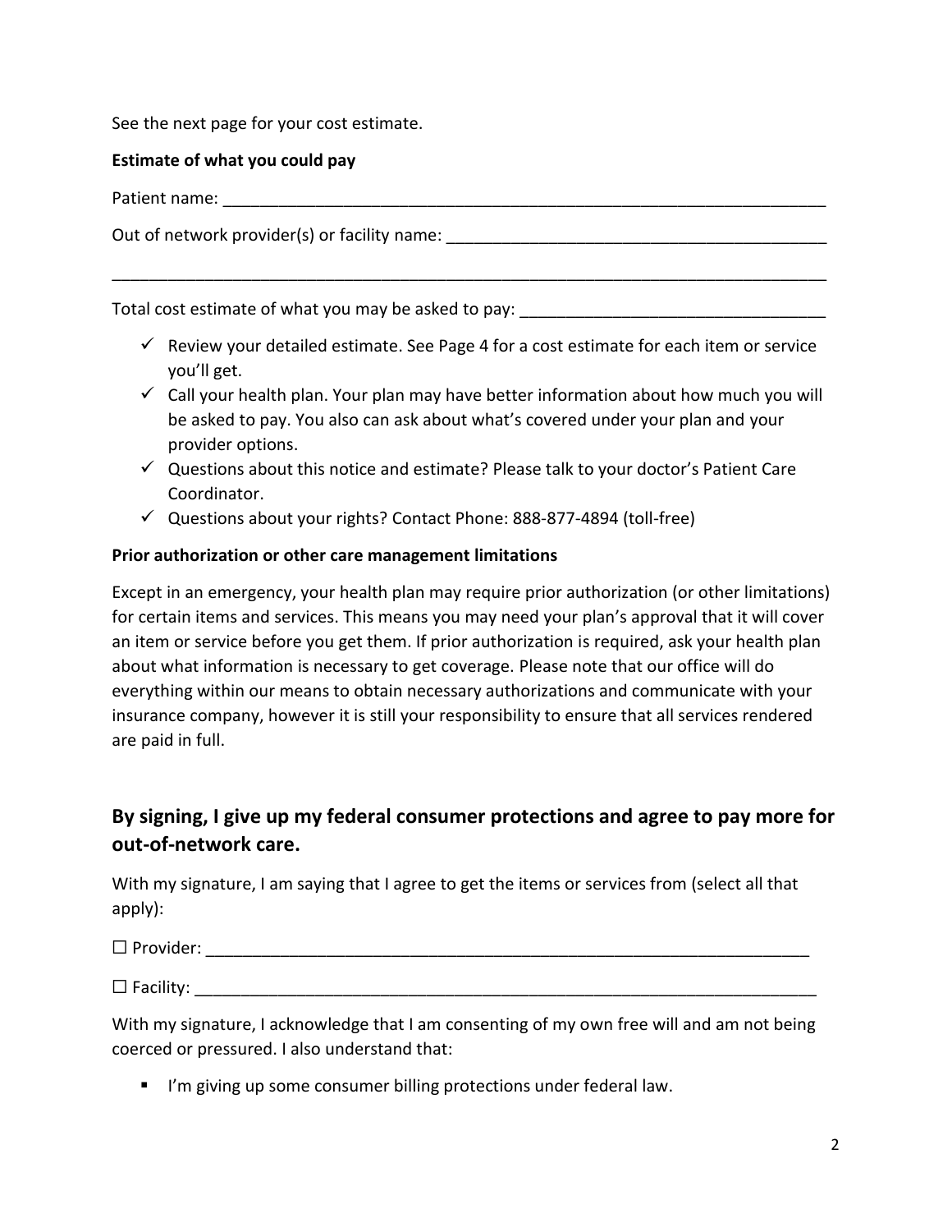See the next page for your cost estimate.

**Estimate of what you could pay**

Patient name: ______________________________________________________________________

Out of network provider(s) or facility name: __________________________________________

____________________________________________________________________________________

Total cost estimate of what you may be asked to pay: _________________________________

- ✓ Review your detailed estimate. See Page 4 for a cost estimate for each item or service you'll get.
- ✓ Call your health plan. Your plan may have better information about how much you will be asked to pay. You also can ask about what's covered under your plan and your provider options.
- ✓ Questions about this notice and estimate? Please talk to your doctor's Patient Care Coordinator.
- ✓ Questions about your rights? Contact Phone: 888-877-4894 (toll-free)

**Prior authorization or other care management limitations**

Except in an emergency, your health plan may require prior authorization (or other limitations) for certain items and services. This means you may need your plan's approval that it will cover an item or service before you get them. If prior authorization is required, ask your health plan about what information is necessary to get coverage. Please note that our office will do everything within our means to obtain necessary authorizations and communicate with your insurance company, however it is still your responsibility to ensure that all services rendered are paid in full.

## By signing, I give up my federal consumer protections and agree to pay more for out-of-network care.

With my signature, I am saying that I agree to get the items or services from (select all that apply):

☐ Provider: ______________________________________________________________________

☐ Facility: _______________________________________________________________________

With my signature, I acknowledge that I am consenting of my own free will and am not being coerced or pressured. I also understand that:

- I'm giving up some consumer billing protections under federal law.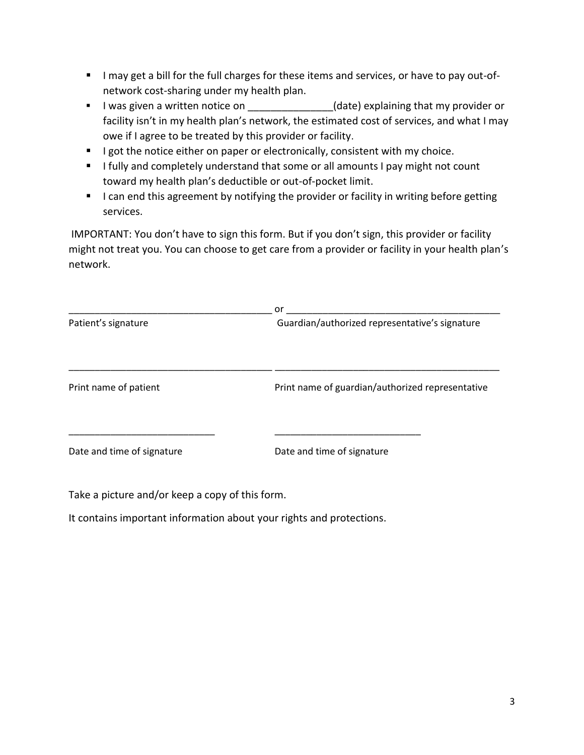- I may get a bill for the full charges for these items and services, or have to pay out-of-network cost-sharing under my health plan.
- I was given a written notice on _______________(date) explaining that my provider or facility isn't in my health plan's network, the estimated cost of services, and what I may owe if I agree to be treated by this provider or facility.
- I got the notice either on paper or electronically, consistent with my choice.
- I fully and completely understand that some or all amounts I pay might not count toward my health plan's deductible or out-of-pocket limit.
- I can end this agreement by notifying the provider or facility in writing before getting services.

IMPORTANT: You don't have to sign this form. But if you don't sign, this provider or facility might not treat you. You can choose to get care from a provider or facility in your health plan's network.

_____________________________________ or _________________________________________

Patient's signature Guardian/authorized representative's signature

_____________________________________ _________________________________________

Print name of patient Print name of guardian/authorized representative

___________________________ ___________________________

Date and time of signature Date and time of signature

Take a picture and/or keep a copy of this form.

It contains important information about your rights and protections.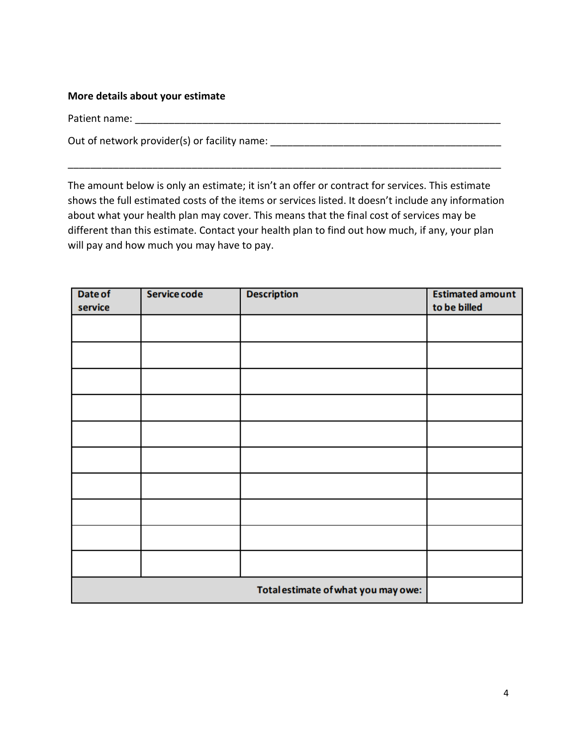**More details about your estimate**

Patient name: ___________________________________________________________________

Out of network provider(s) or facility name: ________________________________________

_____________________________________________________________________________

The amount below is only an estimate; it isn't an offer or contract for services. This estimate shows the full estimated costs of the items or services listed. It doesn't include any information about what your health plan may cover. This means that the final cost of services may be different than this estimate. Contact your health plan to find out how much, if any, your plan will pay and how much you may have to pay.

| Date of service | Service code | Description | Estimated amount to be billed |
|---|---|---|---|
| | | | |
| | | | |
| | | | |
| | | | |
| | | | |
| | | | |
| | | | |
| | | | |
| | | | |
| | | | |
| | | **Total estimate of what you may owe:** | |